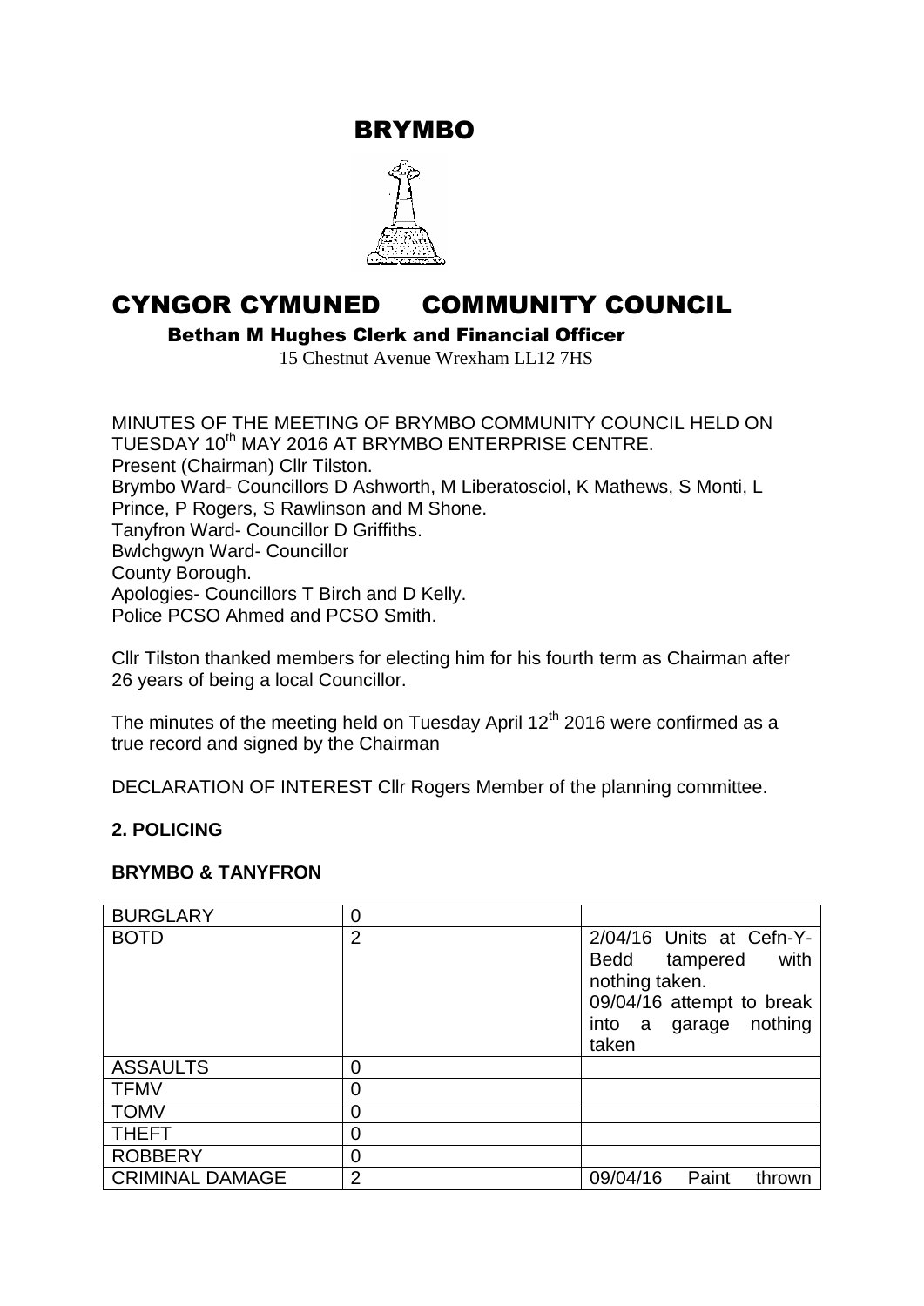# BRYMBO

# CYNGOR CYMUNED COMMUNITY COUNCIL

**Bethan M Hughes Clerk and Financial Officer**

15 Chestnut Avenue Wrexham LL12 7HS

MINUTES OF THE MEETING OF BRYMBO COMMUNITY COUNCIL HELD ON TUESDAY 10th MAY 2016 AT BRYMBO ENTERPRISE CENTRE.
Present (Chairman) Cllr Tilston.
Brymbo Ward- Councillors D Ashworth, M Liberatosciol, K Mathews, S Monti, L Prince, P Rogers, S Rawlinson and M Shone.
Tanyfron Ward- Councillor D Griffiths.
Bwlchgwyn Ward- Councillor
County Borough.
Apologies- Councillors T Birch and D Kelly.
Police PCSO Ahmed and PCSO Smith.

Cllr Tilston thanked members for electing him for his fourth term as Chairman after 26 years of being a local Councillor.

The minutes of the meeting held on Tuesday April 12th 2016 were confirmed as a true record and signed by the Chairman

DECLARATION OF INTEREST Cllr Rogers Member of the planning committee.

## 2. POLICING

### BRYMBO & TANYFRON

| | | |
|---|---|---|
| BURGLARY | 0 | |
| BOTD | 2 | 2/04/16 Units at Cefn-Y-Bedd tampered with nothing taken. 09/04/16 attempt to break into a garage nothing taken |
| ASSAULTS | 0 | |
| TFMV | 0 | |
| TOMV | 0 | |
| THEFT | 0 | |
| ROBBERY | 0 | |
| CRIMINAL DAMAGE | 2 | 09/04/16 Paint thrown |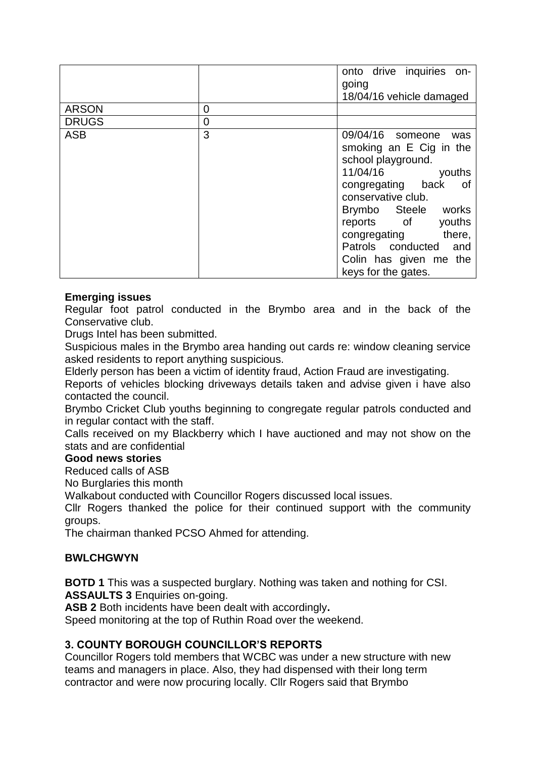| | | |
|---|---|---|
| | | onto drive inquiries on-going<br>18/04/16 vehicle damaged |
| ARSON | 0 | |
| DRUGS | 0 | |
| ASB | 3 | 09/04/16 someone was smoking an E Cig in the school playground.<br>11/04/16 youths congregating back of conservative club.<br>Brymbo Steele works reports of youths congregating there, Patrols conducted and Colin has given me the keys for the gates. |

**Emerging issues**

Regular foot patrol conducted in the Brymbo area and in the back of the Conservative club.

Drugs Intel has been submitted.

Suspicious males in the Brymbo area handing out cards re: window cleaning service asked residents to report anything suspicious.

Elderly person has been a victim of identity fraud, Action Fraud are investigating.

Reports of vehicles blocking driveways details taken and advise given i have also contacted the council.

Brymbo Cricket Club youths beginning to congregate regular patrols conducted and in regular contact with the staff.

Calls received on my Blackberry which I have auctioned and may not show on the stats and are confidential

**Good news stories**

Reduced calls of ASB

No Burglaries this month

Walkabout conducted with Councillor Rogers discussed local issues.

Cllr Rogers thanked the police for their continued support with the community groups.

The chairman thanked PCSO Ahmed for attending.

**BWLCHGWYN**

**BOTD 1** This was a suspected burglary. Nothing was taken and nothing for CSI.

**ASSAULTS 3** Enquiries on-going.

**ASB 2** Both incidents have been dealt with accordingly**.**

Speed monitoring at the top of Ruthin Road over the weekend.

**3. COUNTY BOROUGH COUNCILLOR'S REPORTS**

Councillor Rogers told members that WCBC was under a new structure with new teams and managers in place. Also, they had dispensed with their long term contractor and were now procuring locally. Cllr Rogers said that Brymbo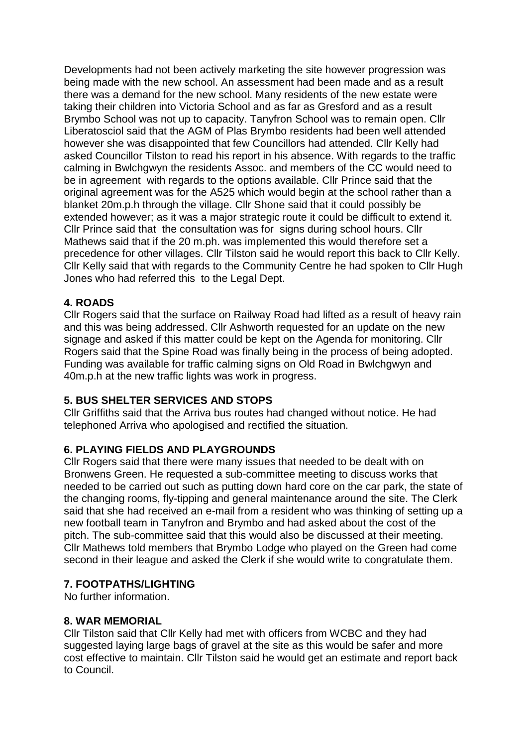Developments had not been actively marketing the site however progression was being made with the new school. An assessment had been made and as a result there was a demand for the new school. Many residents of the new estate were taking their children into Victoria School and as far as Gresford and as a result Brymbo School was not up to capacity. Tanyfron School was to remain open. Cllr Liberatosciol said that the AGM of Plas Brymbo residents had been well attended however she was disappointed that few Councillors had attended. Cllr Kelly had asked Councillor Tilston to read his report in his absence. With regards to the traffic calming in Bwlchgwyn the residents Assoc. and members of the CC would need to be in agreement with regards to the options available. Cllr Prince said that the original agreement was for the A525 which would begin at the school rather than a blanket 20m.p.h through the village. Cllr Shone said that it could possibly be extended however; as it was a major strategic route it could be difficult to extend it. Cllr Prince said that the consultation was for signs during school hours. Cllr Mathews said that if the 20 m.ph. was implemented this would therefore set a precedence for other villages. Cllr Tilston said he would report this back to Cllr Kelly. Cllr Kelly said that with regards to the Community Centre he had spoken to Cllr Hugh Jones who had referred this to the Legal Dept.

## 4. ROADS

Cllr Rogers said that the surface on Railway Road had lifted as a result of heavy rain and this was being addressed. Cllr Ashworth requested for an update on the new signage and asked if this matter could be kept on the Agenda for monitoring. Cllr Rogers said that the Spine Road was finally being in the process of being adopted. Funding was available for traffic calming signs on Old Road in Bwlchgwyn and 40m.p.h at the new traffic lights was work in progress.

## 5. BUS SHELTER SERVICES AND STOPS

Cllr Griffiths said that the Arriva bus routes had changed without notice. He had telephoned Arriva who apologised and rectified the situation.

## 6. PLAYING FIELDS AND PLAYGROUNDS

Cllr Rogers said that there were many issues that needed to be dealt with on Bronwens Green. He requested a sub-committee meeting to discuss works that needed to be carried out such as putting down hard core on the car park, the state of the changing rooms, fly-tipping and general maintenance around the site. The Clerk said that she had received an e-mail from a resident who was thinking of setting up a new football team in Tanyfron and Brymbo and had asked about the cost of the pitch. The sub-committee said that this would also be discussed at their meeting. Cllr Mathews told members that Brymbo Lodge who played on the Green had come second in their league and asked the Clerk if she would write to congratulate them.

## 7. FOOTPATHS/LIGHTING

No further information.

## 8. WAR MEMORIAL

Cllr Tilston said that Cllr Kelly had met with officers from WCBC and they had suggested laying large bags of gravel at the site as this would be safer and more cost effective to maintain. Cllr Tilston said he would get an estimate and report back to Council.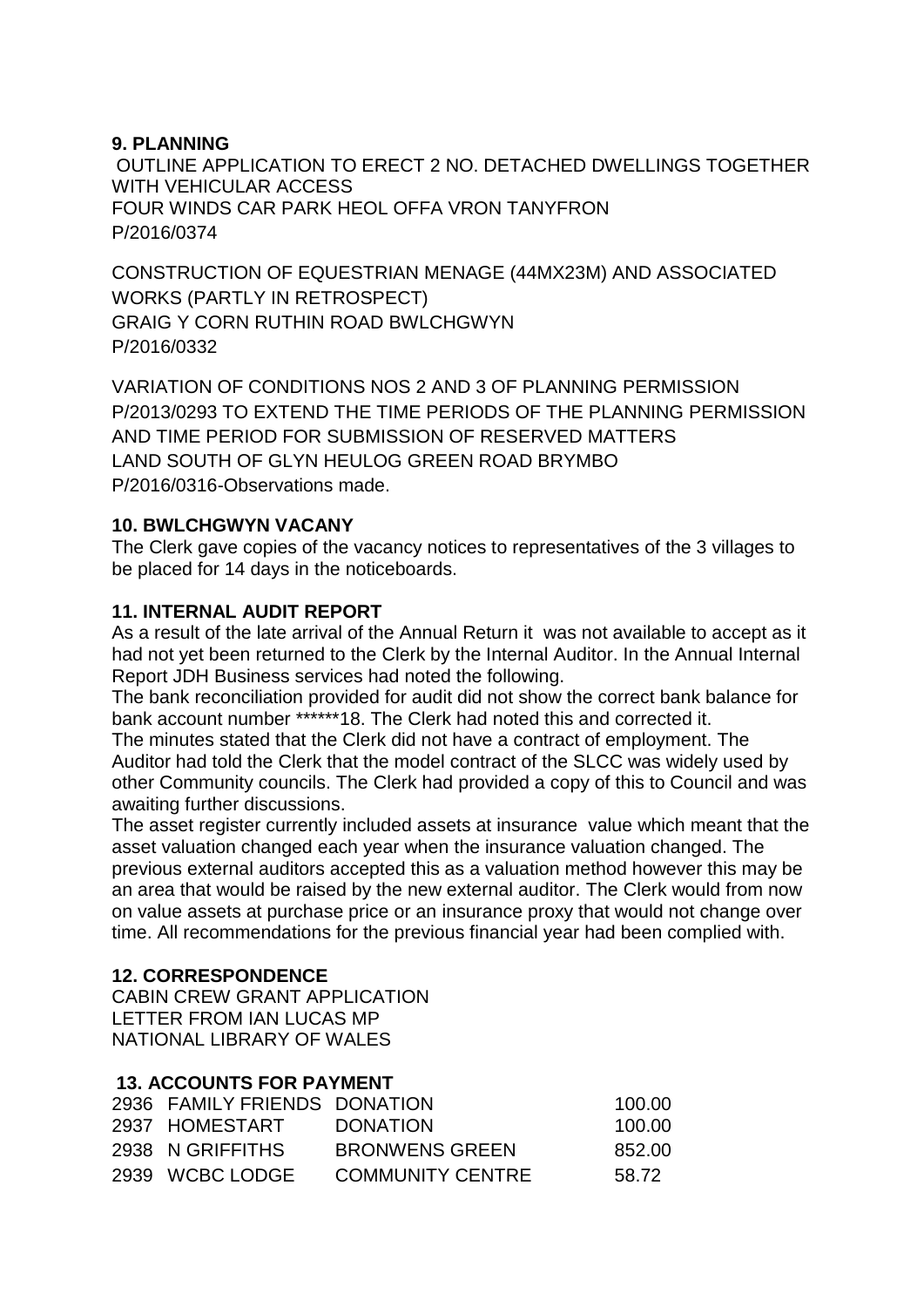**9. PLANNING**

OUTLINE APPLICATION TO ERECT 2 NO. DETACHED DWELLINGS TOGETHER WITH VEHICULAR ACCESS
FOUR WINDS CAR PARK HEOL OFFA VRON TANYFRON
P/2016/0374

CONSTRUCTION OF EQUESTRIAN MENAGE (44MX23M) AND ASSOCIATED WORKS (PARTLY IN RETROSPECT)
GRAIG Y CORN RUTHIN ROAD BWLCHGWYN
P/2016/0332

VARIATION OF CONDITIONS NOS 2 AND 3 OF PLANNING PERMISSION P/2013/0293 TO EXTEND THE TIME PERIODS OF THE PLANNING PERMISSION AND TIME PERIOD FOR SUBMISSION OF RESERVED MATTERS
LAND SOUTH OF GLYN HEULOG GREEN ROAD BRYMBO
P/2016/0316-Observations made.

**10. BWLCHGWYN VACANY**

The Clerk gave copies of the vacancy notices to representatives of the 3 villages to be placed for 14 days in the noticeboards.

**11. INTERNAL AUDIT REPORT**

As a result of the late arrival of the Annual Return it was not available to accept as it had not yet been returned to the Clerk by the Internal Auditor. In the Annual Internal Report JDH Business services had noted the following.

The bank reconciliation provided for audit did not show the correct bank balance for bank account number ******18. The Clerk had noted this and corrected it.

The minutes stated that the Clerk did not have a contract of employment. The Auditor had told the Clerk that the model contract of the SLCC was widely used by other Community councils. The Clerk had provided a copy of this to Council and was awaiting further discussions.

The asset register currently included assets at insurance value which meant that the asset valuation changed each year when the insurance valuation changed. The previous external auditors accepted this as a valuation method however this may be an area that would be raised by the new external auditor. The Clerk would from now on value assets at purchase price or an insurance proxy that would not change over time. All recommendations for the previous financial year had been complied with.

**12. CORRESPONDENCE**

CABIN CREW GRANT APPLICATION
LETTER FROM IAN LUCAS MP
NATIONAL LIBRARY OF WALES

**13. ACCOUNTS FOR PAYMENT**

| | | | |
|---|---|---|---|
| 2936 | FAMILY FRIENDS | DONATION | 100.00 |
| 2937 | HOMESTART | DONATION | 100.00 |
| 2938 | N GRIFFITHS | BRONWENS GREEN | 852.00 |
| 2939 | WCBC LODGE | COMMUNITY CENTRE | 58.72 |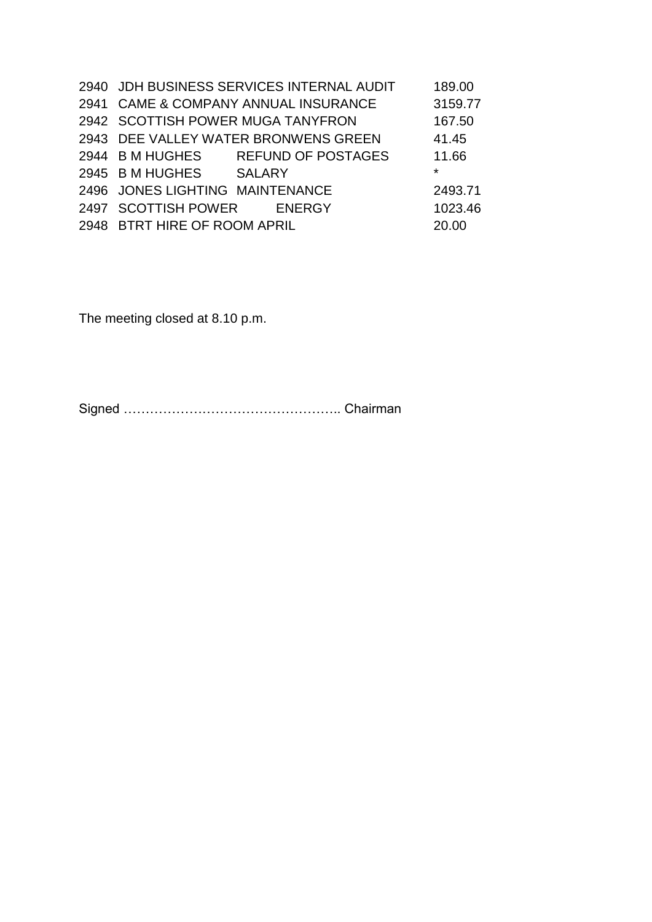| | | |
|---|---|---|
| 2940 | JDH BUSINESS SERVICES INTERNAL AUDIT | 189.00 |
| 2941 | CAME & COMPANY ANNUAL INSURANCE | 3159.77 |
| 2942 | SCOTTISH POWER MUGA TANYFRON | 167.50 |
| 2943 | DEE VALLEY WATER BRONWENS GREEN | 41.45 |
| 2944 | B M HUGHES REFUND OF POSTAGES | 11.66 |
| 2945 | B M HUGHES SALARY | * |
| 2496 | JONES LIGHTING MAINTENANCE | 2493.71 |
| 2497 | SCOTTISH POWER ENERGY | 1023.46 |
| 2948 | BTRT HIRE OF ROOM APRIL | 20.00 |

The meeting closed at 8.10 p.m.

Signed ………………………………………….. Chairman